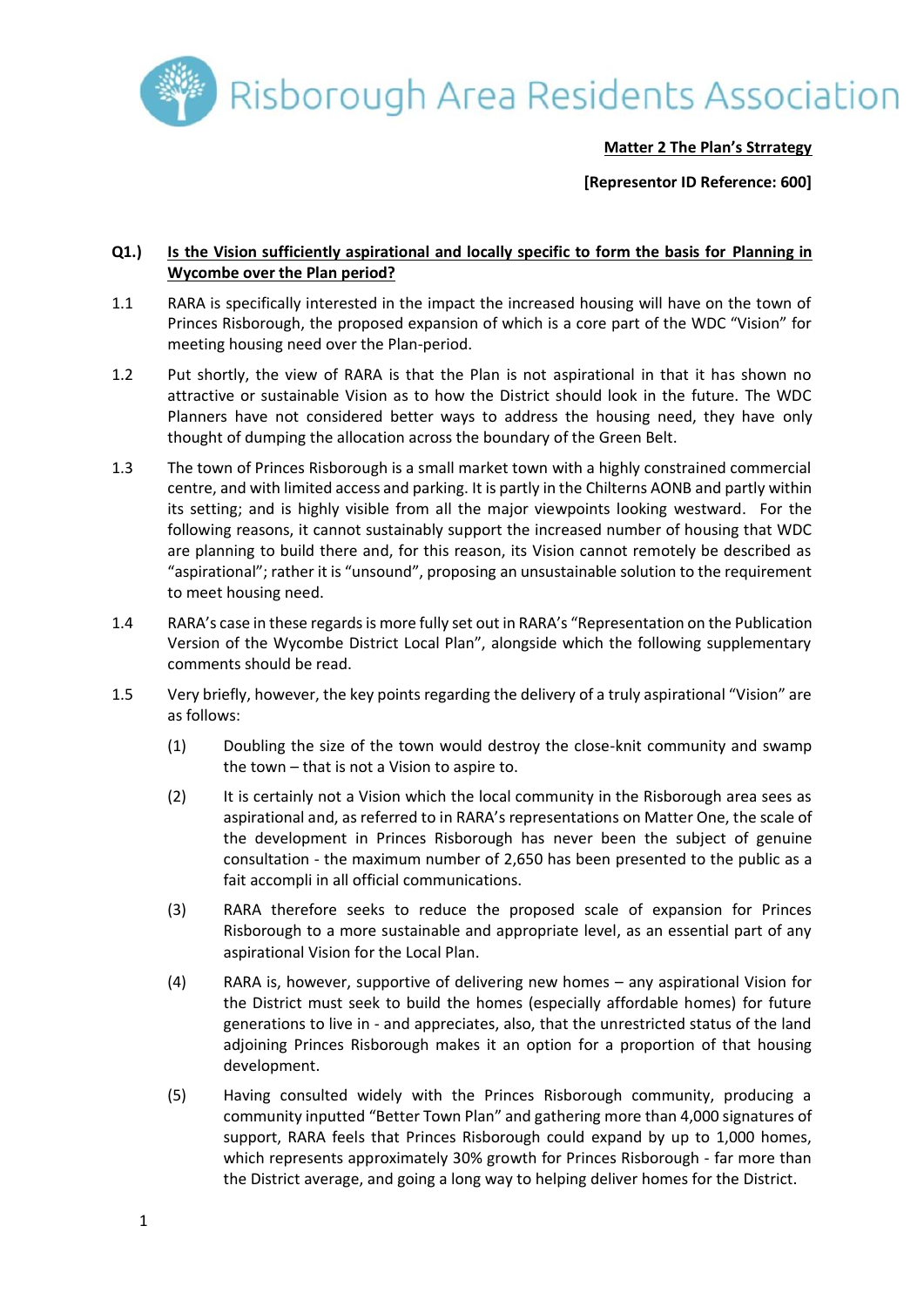Risborough Area Residents Association

**Matter 2 The Plan's Strrategy**

**[Representor ID Reference: 600]**

**Q1.) Is the Vision sufficiently aspirational and locally specific to form the basis for Planning in Wycombe over the Plan period?**

1.1 RARA is specifically interested in the impact the increased housing will have on the town of Princes Risborough, the proposed expansion of which is a core part of the WDC "Vision" for meeting housing need over the Plan-period.

1.2 Put shortly, the view of RARA is that the Plan is not aspirational in that it has shown no attractive or sustainable Vision as to how the District should look in the future. The WDC Planners have not considered better ways to address the housing need, they have only thought of dumping the allocation across the boundary of the Green Belt.

1.3 The town of Princes Risborough is a small market town with a highly constrained commercial centre, and with limited access and parking. It is partly in the Chilterns AONB and partly within its setting; and is highly visible from all the major viewpoints looking westward. For the following reasons, it cannot sustainably support the increased number of housing that WDC are planning to build there and, for this reason, its Vision cannot remotely be described as "aspirational"; rather it is "unsound", proposing an unsustainable solution to the requirement to meet housing need.

1.4 RARA's case in these regards is more fully set out in RARA's "Representation on the Publication Version of the Wycombe District Local Plan", alongside which the following supplementary comments should be read.

1.5 Very briefly, however, the key points regarding the delivery of a truly aspirational "Vision" are as follows:

(1) Doubling the size of the town would destroy the close-knit community and swamp the town – that is not a Vision to aspire to.

(2) It is certainly not a Vision which the local community in the Risborough area sees as aspirational and, as referred to in RARA's representations on Matter One, the scale of the development in Princes Risborough has never been the subject of genuine consultation - the maximum number of 2,650 has been presented to the public as a fait accompli in all official communications.

(3) RARA therefore seeks to reduce the proposed scale of expansion for Princes Risborough to a more sustainable and appropriate level, as an essential part of any aspirational Vision for the Local Plan.

(4) RARA is, however, supportive of delivering new homes – any aspirational Vision for the District must seek to build the homes (especially affordable homes) for future generations to live in - and appreciates, also, that the unrestricted status of the land adjoining Princes Risborough makes it an option for a proportion of that housing development.

(5) Having consulted widely with the Princes Risborough community, producing a community inputted "Better Town Plan" and gathering more than 4,000 signatures of support, RARA feels that Princes Risborough could expand by up to 1,000 homes, which represents approximately 30% growth for Princes Risborough - far more than the District average, and going a long way to helping deliver homes for the District.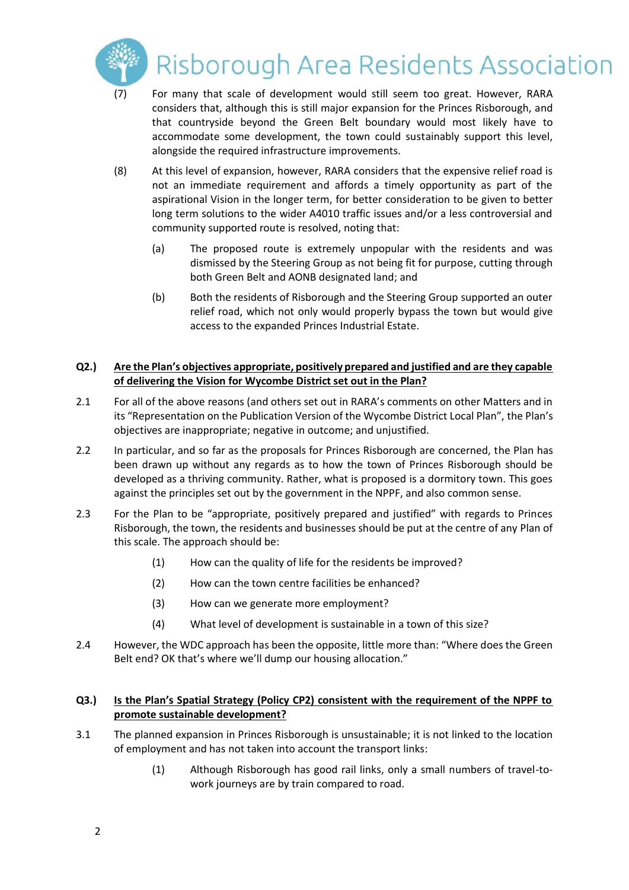(7) For many that scale of development would still seem too great. However, RARA considers that, although this is still major expansion for the Princes Risborough, and that countryside beyond the Green Belt boundary would most likely have to accommodate some development, the town could sustainably support this level, alongside the required infrastructure improvements.

(8) At this level of expansion, however, RARA considers that the expensive relief road is not an immediate requirement and affords a timely opportunity as part of the aspirational Vision in the longer term, for better consideration to be given to better long term solutions to the wider A4010 traffic issues and/or a less controversial and community supported route is resolved, noting that:

(a) The proposed route is extremely unpopular with the residents and was dismissed by the Steering Group as not being fit for purpose, cutting through both Green Belt and AONB designated land; and

(b) Both the residents of Risborough and the Steering Group supported an outer relief road, which not only would properly bypass the town but would give access to the expanded Princes Industrial Estate.

## Q2.) <u>Are the Plan's objectives appropriate, positively prepared and justified and are they capable of delivering the Vision for Wycombe District set out in the Plan?</u>

2.1 For all of the above reasons (and others set out in RARA's comments on other Matters and in its "Representation on the Publication Version of the Wycombe District Local Plan", the Plan's objectives are inappropriate; negative in outcome; and unjustified.

2.2 In particular, and so far as the proposals for Princes Risborough are concerned, the Plan has been drawn up without any regards as to how the town of Princes Risborough should be developed as a thriving community. Rather, what is proposed is a dormitory town. This goes against the principles set out by the government in the NPPF, and also common sense.

2.3 For the Plan to be "appropriate, positively prepared and justified" with regards to Princes Risborough, the town, the residents and businesses should be put at the centre of any Plan of this scale. The approach should be:

(1) How can the quality of life for the residents be improved?

(2) How can the town centre facilities be enhanced?

(3) How can we generate more employment?

(4) What level of development is sustainable in a town of this size?

2.4 However, the WDC approach has been the opposite, little more than: "Where does the Green Belt end? OK that's where we'll dump our housing allocation."

## Q3.) <u>Is the Plan's Spatial Strategy (Policy CP2) consistent with the requirement of the NPPF to promote sustainable development?</u>

3.1 The planned expansion in Princes Risborough is unsustainable; it is not linked to the location of employment and has not taken into account the transport links:

(1) Although Risborough has good rail links, only a small numbers of travel-to-work journeys are by train compared to road.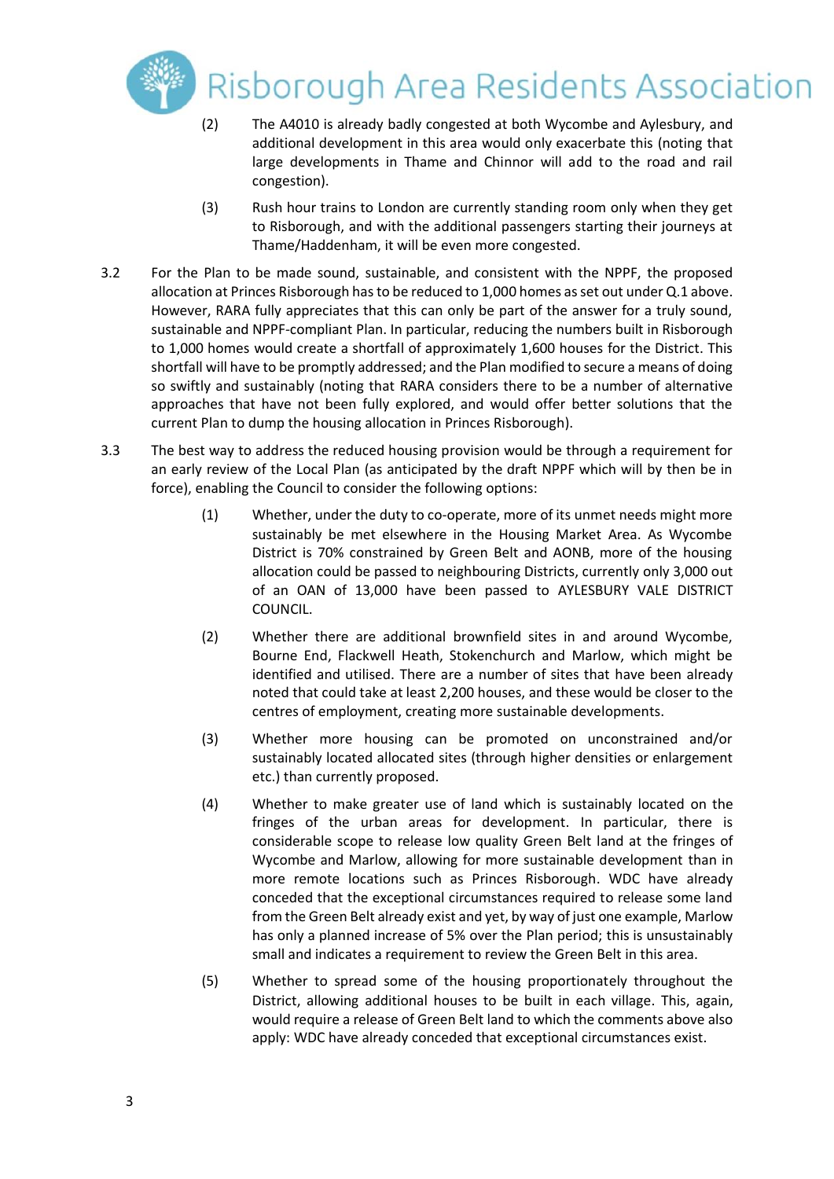(2) The A4010 is already badly congested at both Wycombe and Aylesbury, and additional development in this area would only exacerbate this (noting that large developments in Thame and Chinnor will add to the road and rail congestion).

(3) Rush hour trains to London are currently standing room only when they get to Risborough, and with the additional passengers starting their journeys at Thame/Haddenham, it will be even more congested.

3.2 For the Plan to be made sound, sustainable, and consistent with the NPPF, the proposed allocation at Princes Risborough has to be reduced to 1,000 homes as set out under Q.1 above. However, RARA fully appreciates that this can only be part of the answer for a truly sound, sustainable and NPPF-compliant Plan. In particular, reducing the numbers built in Risborough to 1,000 homes would create a shortfall of approximately 1,600 houses for the District. This shortfall will have to be promptly addressed; and the Plan modified to secure a means of doing so swiftly and sustainably (noting that RARA considers there to be a number of alternative approaches that have not been fully explored, and would offer better solutions that the current Plan to dump the housing allocation in Princes Risborough).

3.3 The best way to address the reduced housing provision would be through a requirement for an early review of the Local Plan (as anticipated by the draft NPPF which will by then be in force), enabling the Council to consider the following options:

(1) Whether, under the duty to co-operate, more of its unmet needs might more sustainably be met elsewhere in the Housing Market Area. As Wycombe District is 70% constrained by Green Belt and AONB, more of the housing allocation could be passed to neighbouring Districts, currently only 3,000 out of an OAN of 13,000 have been passed to AYLESBURY VALE DISTRICT COUNCIL.

(2) Whether there are additional brownfield sites in and around Wycombe, Bourne End, Flackwell Heath, Stokenchurch and Marlow, which might be identified and utilised. There are a number of sites that have been already noted that could take at least 2,200 houses, and these would be closer to the centres of employment, creating more sustainable developments.

(3) Whether more housing can be promoted on unconstrained and/or sustainably located allocated sites (through higher densities or enlargement etc.) than currently proposed.

(4) Whether to make greater use of land which is sustainably located on the fringes of the urban areas for development. In particular, there is considerable scope to release low quality Green Belt land at the fringes of Wycombe and Marlow, allowing for more sustainable development than in more remote locations such as Princes Risborough. WDC have already conceded that the exceptional circumstances required to release some land from the Green Belt already exist and yet, by way of just one example, Marlow has only a planned increase of 5% over the Plan period; this is unsustainably small and indicates a requirement to review the Green Belt in this area.

(5) Whether to spread some of the housing proportionately throughout the District, allowing additional houses to be built in each village. This, again, would require a release of Green Belt land to which the comments above also apply: WDC have already conceded that exceptional circumstances exist.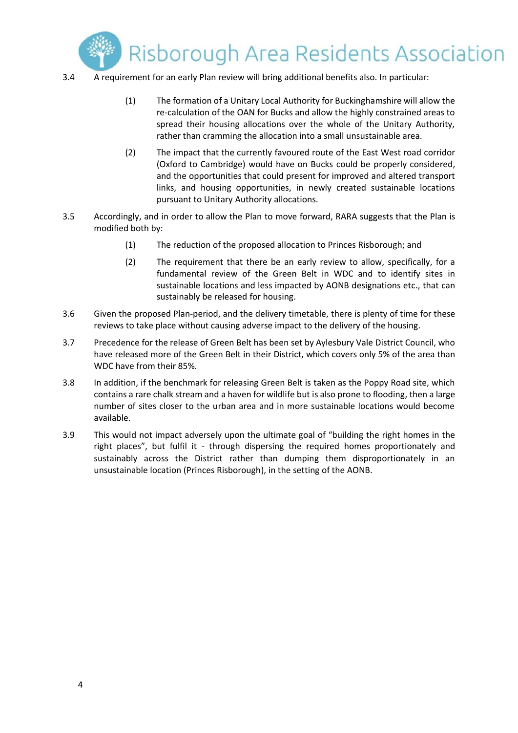3.4 A requirement for an early Plan review will bring additional benefits also. In particular:

(1) The formation of a Unitary Local Authority for Buckinghamshire will allow the re-calculation of the OAN for Bucks and allow the highly constrained areas to spread their housing allocations over the whole of the Unitary Authority, rather than cramming the allocation into a small unsustainable area.

(2) The impact that the currently favoured route of the East West road corridor (Oxford to Cambridge) would have on Bucks could be properly considered, and the opportunities that could present for improved and altered transport links, and housing opportunities, in newly created sustainable locations pursuant to Unitary Authority allocations.

3.5 Accordingly, and in order to allow the Plan to move forward, RARA suggests that the Plan is modified both by:

(1) The reduction of the proposed allocation to Princes Risborough; and

(2) The requirement that there be an early review to allow, specifically, for a fundamental review of the Green Belt in WDC and to identify sites in sustainable locations and less impacted by AONB designations etc., that can sustainably be released for housing.

3.6 Given the proposed Plan-period, and the delivery timetable, there is plenty of time for these reviews to take place without causing adverse impact to the delivery of the housing.

3.7 Precedence for the release of Green Belt has been set by Aylesbury Vale District Council, who have released more of the Green Belt in their District, which covers only 5% of the area than WDC have from their 85%.

3.8 In addition, if the benchmark for releasing Green Belt is taken as the Poppy Road site, which contains a rare chalk stream and a haven for wildlife but is also prone to flooding, then a large number of sites closer to the urban area and in more sustainable locations would become available.

3.9 This would not impact adversely upon the ultimate goal of "building the right homes in the right places", but fulfil it - through dispersing the required homes proportionately and sustainably across the District rather than dumping them disproportionately in an unsustainable location (Princes Risborough), in the setting of the AONB.